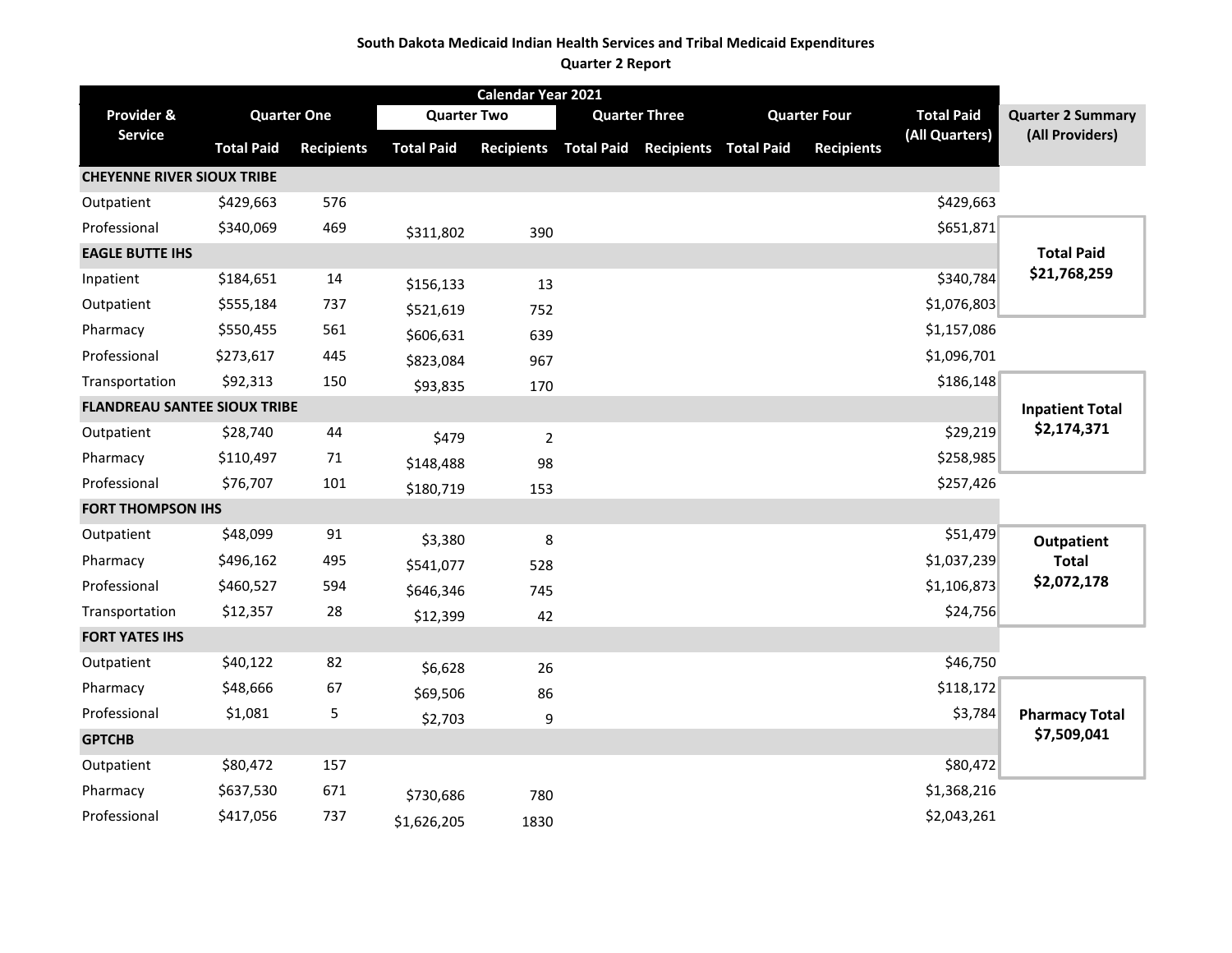**South Dakota Medicaid Indian Health Services and Tribal Medicaid Expenditures**
**Quarter 2 Report**

| Provider & Service | Calendar Year 2021 | | | | | | | | Total Paid (All Quarters) |
|---|---|---|---|---|---|---|---|---|---|
| | Quarter One | | Quarter Two | | Quarter Three | | Quarter Four | | |
| | Total Paid | Recipients | Total Paid | Recipients | Total Paid | Recipients | Total Paid | Recipients | |
| **CHEYENNE RIVER SIOUX TRIBE** | | | | | | | | | |
| Outpatient | $429,663 | 576 | | | | | | | $429,663 |
| Professional | $340,069 | 469 | $311,802 | 390 | | | | | $651,871 |
| **EAGLE BUTTE IHS** | | | | | | | | | |
| Inpatient | $184,651 | 14 | $156,133 | 13 | | | | | $340,784 |
| Outpatient | $555,184 | 737 | $521,619 | 752 | | | | | $1,076,803 |
| Pharmacy | $550,455 | 561 | $606,631 | 639 | | | | | $1,157,086 |
| Professional | $273,617 | 445 | $823,084 | 967 | | | | | $1,096,701 |
| Transportation | $92,313 | 150 | $93,835 | 170 | | | | | $186,148 |
| **FLANDREAU SANTEE SIOUX TRIBE** | | | | | | | | | |
| Outpatient | $28,740 | 44 | $479 | 2 | | | | | $29,219 |
| Pharmacy | $110,497 | 71 | $148,488 | 98 | | | | | $258,985 |
| Professional | $76,707 | 101 | $180,719 | 153 | | | | | $257,426 |
| **FORT THOMPSON IHS** | | | | | | | | | |
| Outpatient | $48,099 | 91 | $3,380 | 8 | | | | | $51,479 |
| Pharmacy | $496,162 | 495 | $541,077 | 528 | | | | | $1,037,239 |
| Professional | $460,527 | 594 | $646,346 | 745 | | | | | $1,106,873 |
| Transportation | $12,357 | 28 | $12,399 | 42 | | | | | $24,756 |
| **FORT YATES IHS** | | | | | | | | | |
| Outpatient | $40,122 | 82 | $6,628 | 26 | | | | | $46,750 |
| Pharmacy | $48,666 | 67 | $69,506 | 86 | | | | | $118,172 |
| Professional | $1,081 | 5 | $2,703 | 9 | | | | | $3,784 |
| **GPTCHB** | | | | | | | | | |
| Outpatient | $80,472 | 157 | | | | | | | $80,472 |
| Pharmacy | $637,530 | 671 | $730,686 | 780 | | | | | $1,368,216 |
| Professional | $417,056 | 737 | $1,626,205 | 1830 | | | | | $2,043,261 |

**Quarter 2 Summary (All Providers)**

| Summary | Amount |
|---|---|
| **Total Paid** | **$21,768,259** |
| **Inpatient Total** | **$2,174,371** |
| **Outpatient Total** | **$2,072,178** |
| **Pharmacy Total** | **$7,509,041** |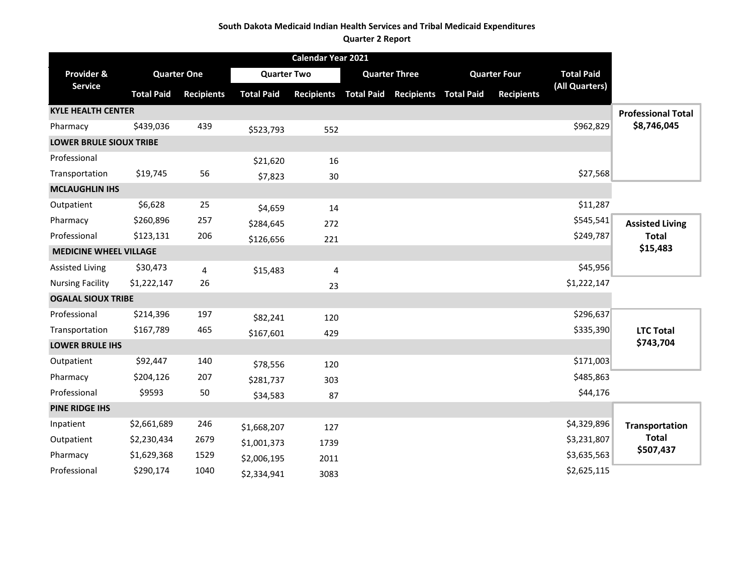**South Dakota Medicaid Indian Health Services and Tribal Medicaid Expenditures**
**Quarter 2 Report**

| Provider & Service | Calendar Year 2021 | | | | | | | | |
|---|---|---|---|---|---|---|---|---|---|
| | Quarter One | | Quarter Two | | Quarter Three | | Quarter Four | | Total Paid (All Quarters) |
| | Total Paid | Recipients | Total Paid | Recipients | Total Paid | Recipients | Total Paid | Recipients | |
| **KYLE HEALTH CENTER** | | | | | | | | | |
| Pharmacy | $439,036 | 439 | $523,793 | 552 | | | | | $962,829 |
| **LOWER BRULE SIOUX TRIBE** | | | | | | | | | |
| Professional | | | $21,620 | 16 | | | | | |
| Transportation | $19,745 | 56 | $7,823 | 30 | | | | | $27,568 |
| **MCLAUGHLIN IHS** | | | | | | | | | |
| Outpatient | $6,628 | 25 | $4,659 | 14 | | | | | $11,287 |
| Pharmacy | $260,896 | 257 | $284,645 | 272 | | | | | $545,541 |
| Professional | $123,131 | 206 | $126,656 | 221 | | | | | $249,787 |
| **MEDICINE WHEEL VILLAGE** | | | | | | | | | |
| Assisted Living | $30,473 | 4 | $15,483 | 4 | | | | | $45,956 |
| Nursing Facility | $1,222,147 | 26 | | 23 | | | | | $1,222,147 |
| **OGALAL SIOUX TRIBE** | | | | | | | | | |
| Professional | $214,396 | 197 | $82,241 | 120 | | | | | $296,637 |
| Transportation | $167,789 | 465 | $167,601 | 429 | | | | | $335,390 |
| **LOWER BRULE IHS** | | | | | | | | | |
| Outpatient | $92,447 | 140 | $78,556 | 120 | | | | | $171,003 |
| Pharmacy | $204,126 | 207 | $281,737 | 303 | | | | | $485,863 |
| Professional | $9593 | 50 | $34,583 | 87 | | | | | $44,176 |
| **PINE RIDGE IHS** | | | | | | | | | |
| Inpatient | $2,661,689 | 246 | $1,668,207 | 127 | | | | | $4,329,896 |
| Outpatient | $2,230,434 | 2679 | $1,001,373 | 1739 | | | | | $3,231,807 |
| Pharmacy | $1,629,368 | 1529 | $2,006,195 | 2011 | | | | | $3,635,563 |
| Professional | $290,174 | 1040 | $2,334,941 | 3083 | | | | | $2,625,115 |

**Professional Total**
**$8,746,045**

**Assisted Living Total**
**$15,483**

**LTC Total**
**$743,704**

**Transportation Total**
**$507,437**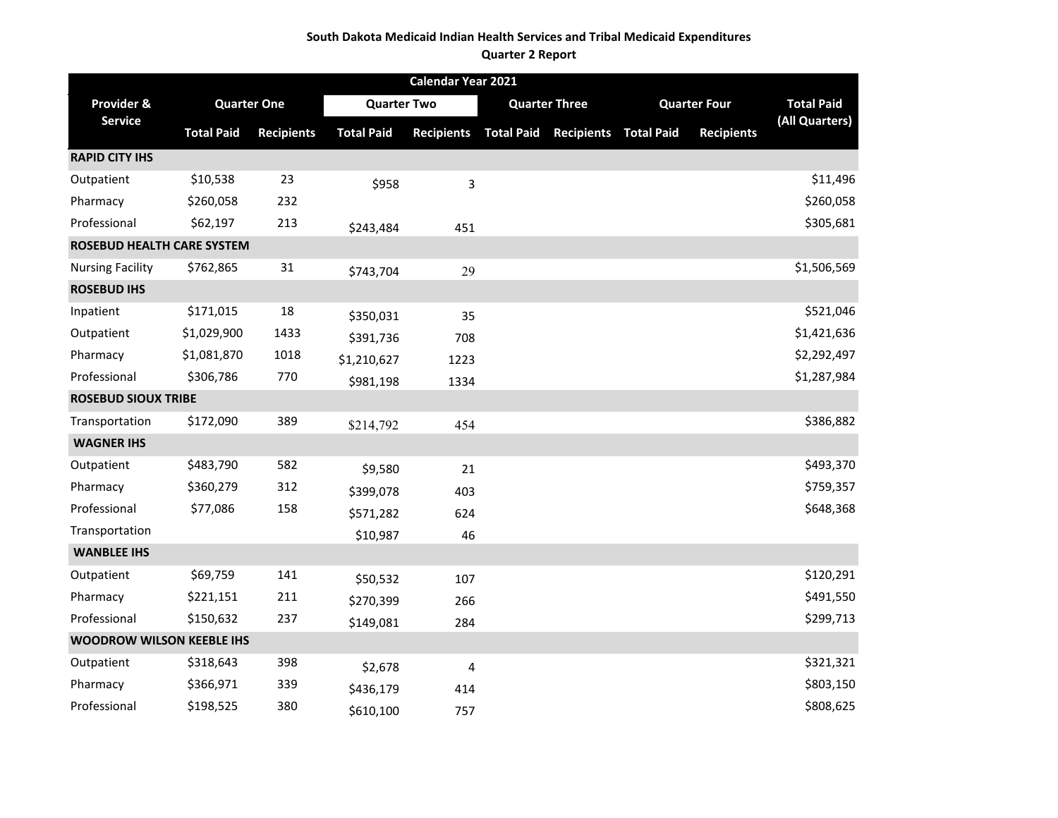**South Dakota Medicaid Indian Health Services and Tribal Medicaid Expenditures**
**Quarter 2 Report**

| Calendar Year 2021 | | | | | | | | | |
|---|---|---|---|---|---|---|---|---|---|
| Provider & Service | Quarter One | | Quarter Two | | Quarter Three | | Quarter Four | | Total Paid (All Quarters) |
| | Total Paid | Recipients | Total Paid | Recipients | Total Paid | Recipients | Total Paid | Recipients | |
| **RAPID CITY IHS** | | | | | | | | | |
| Outpatient | $10,538 | 23 | $958 | 3 | | | | | $11,496 |
| Pharmacy | $260,058 | 232 | | | | | | | $260,058 |
| Professional | $62,197 | 213 | $243,484 | 451 | | | | | $305,681 |
| **ROSEBUD HEALTH CARE SYSTEM** | | | | | | | | | |
| Nursing Facility | $762,865 | 31 | $743,704 | 29 | | | | | $1,506,569 |
| **ROSEBUD IHS** | | | | | | | | | |
| Inpatient | $171,015 | 18 | $350,031 | 35 | | | | | $521,046 |
| Outpatient | $1,029,900 | 1433 | $391,736 | 708 | | | | | $1,421,636 |
| Pharmacy | $1,081,870 | 1018 | $1,210,627 | 1223 | | | | | $2,292,497 |
| Professional | $306,786 | 770 | $981,198 | 1334 | | | | | $1,287,984 |
| **ROSEBUD SIOUX TRIBE** | | | | | | | | | |
| Transportation | $172,090 | 389 | $214,792 | 454 | | | | | $386,882 |
| **WAGNER IHS** | | | | | | | | | |
| Outpatient | $483,790 | 582 | $9,580 | 21 | | | | | $493,370 |
| Pharmacy | $360,279 | 312 | $399,078 | 403 | | | | | $759,357 |
| Professional | $77,086 | 158 | $571,282 | 624 | | | | | $648,368 |
| Transportation | | | $10,987 | 46 | | | | | |
| **WANBLEE IHS** | | | | | | | | | |
| Outpatient | $69,759 | 141 | $50,532 | 107 | | | | | $120,291 |
| Pharmacy | $221,151 | 211 | $270,399 | 266 | | | | | $491,550 |
| Professional | $150,632 | 237 | $149,081 | 284 | | | | | $299,713 |
| **WOODROW WILSON KEEBLE IHS** | | | | | | | | | |
| Outpatient | $318,643 | 398 | $2,678 | 4 | | | | | $321,321 |
| Pharmacy | $366,971 | 339 | $436,179 | 414 | | | | | $803,150 |
| Professional | $198,525 | 380 | $610,100 | 757 | | | | | $808,625 |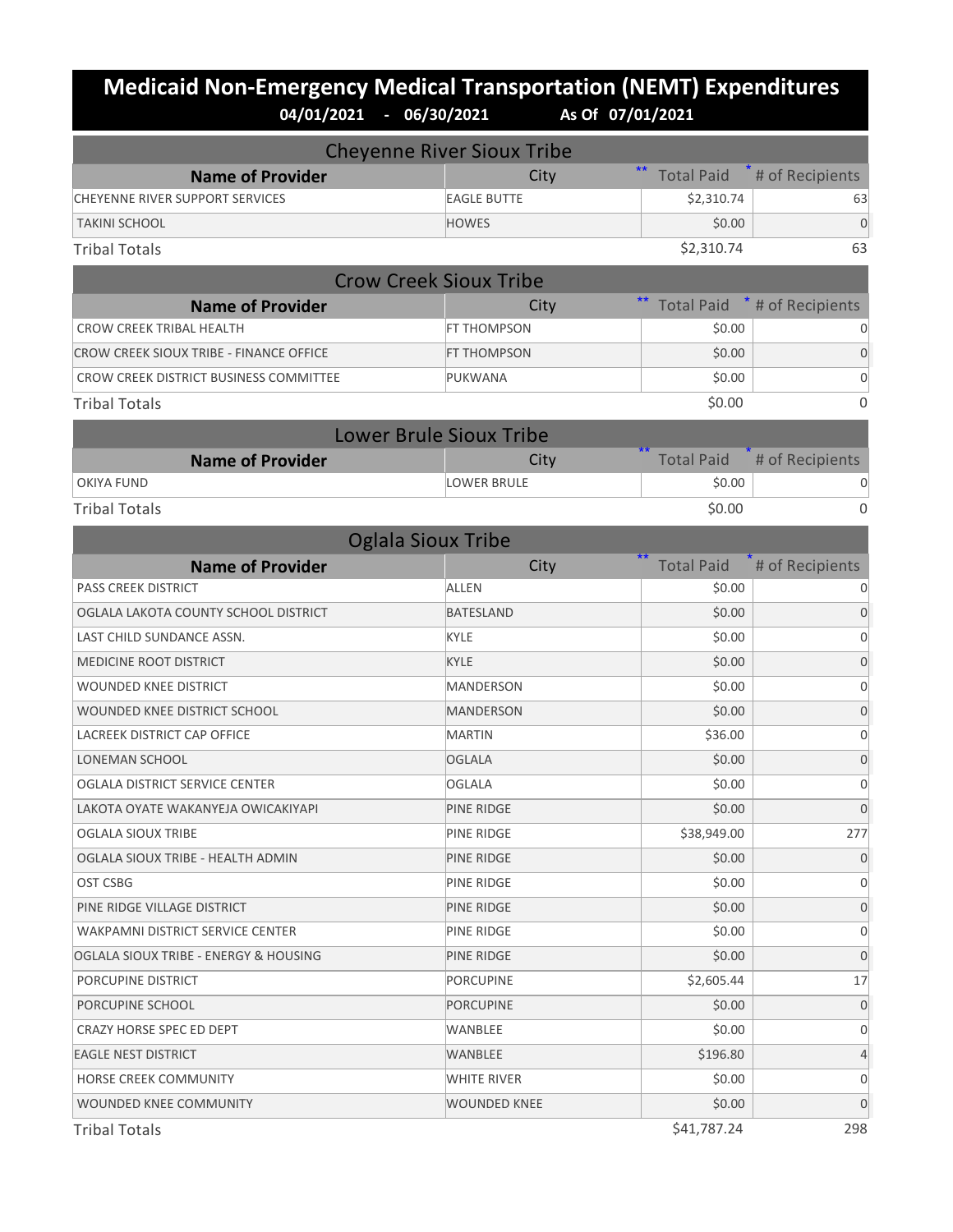# Medicaid Non-Emergency Medical Transportation (NEMT) Expenditures

**04/01/2021 - 06/30/2021 As Of 07/01/2021**

## Cheyenne River Sioux Tribe

| Name of Provider | City | ** Total Paid | * # of Recipients |
|---|---|---|---|
| CHEYENNE RIVER SUPPORT SERVICES | EAGLE BUTTE | $2,310.74 | 63 |
| TAKINI SCHOOL | HOWES | $0.00 | 0 |
| Tribal Totals | | $2,310.74 | 63 |

## Crow Creek Sioux Tribe

| Name of Provider | City | ** Total Paid | * # of Recipients |
|---|---|---|---|
| CROW CREEK TRIBAL HEALTH | FT THOMPSON | $0.00 | 0 |
| CROW CREEK SIOUX TRIBE - FINANCE OFFICE | FT THOMPSON | $0.00 | 0 |
| CROW CREEK DISTRICT BUSINESS COMMITTEE | PUKWANA | $0.00 | 0 |
| Tribal Totals | | $0.00 | 0 |

## Lower Brule Sioux Tribe

| Name of Provider | City | ** Total Paid | * # of Recipients |
|---|---|---|---|
| OKIYA FUND | LOWER BRULE | $0.00 | 0 |
| Tribal Totals | | $0.00 | 0 |

## Oglala Sioux Tribe

| Name of Provider | City | ** Total Paid | * # of Recipients |
|---|---|---|---|
| PASS CREEK DISTRICT | ALLEN | $0.00 | 0 |
| OGLALA LAKOTA COUNTY SCHOOL DISTRICT | BATESLAND | $0.00 | 0 |
| LAST CHILD SUNDANCE ASSN. | KYLE | $0.00 | 0 |
| MEDICINE ROOT DISTRICT | KYLE | $0.00 | 0 |
| WOUNDED KNEE DISTRICT | MANDERSON | $0.00 | 0 |
| WOUNDED KNEE DISTRICT SCHOOL | MANDERSON | $0.00 | 0 |
| LACREEK DISTRICT CAP OFFICE | MARTIN | $36.00 | 0 |
| LONEMAN SCHOOL | OGLALA | $0.00 | 0 |
| OGLALA DISTRICT SERVICE CENTER | OGLALA | $0.00 | 0 |
| LAKOTA OYATE WAKANYEJA OWICAKIYAPI | PINE RIDGE | $0.00 | 0 |
| OGLALA SIOUX TRIBE | PINE RIDGE | $38,949.00 | 277 |
| OGLALA SIOUX TRIBE - HEALTH ADMIN | PINE RIDGE | $0.00 | 0 |
| OST CSBG | PINE RIDGE | $0.00 | 0 |
| PINE RIDGE VILLAGE DISTRICT | PINE RIDGE | $0.00 | 0 |
| WAKPAMNI DISTRICT SERVICE CENTER | PINE RIDGE | $0.00 | 0 |
| OGLALA SIOUX TRIBE - ENERGY & HOUSING | PINE RIDGE | $0.00 | 0 |
| PORCUPINE DISTRICT | PORCUPINE | $2,605.44 | 17 |
| PORCUPINE SCHOOL | PORCUPINE | $0.00 | 0 |
| CRAZY HORSE SPEC ED DEPT | WANBLEE | $0.00 | 0 |
| EAGLE NEST DISTRICT | WANBLEE | $196.80 | 4 |
| HORSE CREEK COMMUNITY | WHITE RIVER | $0.00 | 0 |
| WOUNDED KNEE COMMUNITY | WOUNDED KNEE | $0.00 | 0 |
| Tribal Totals | | $41,787.24 | 298 |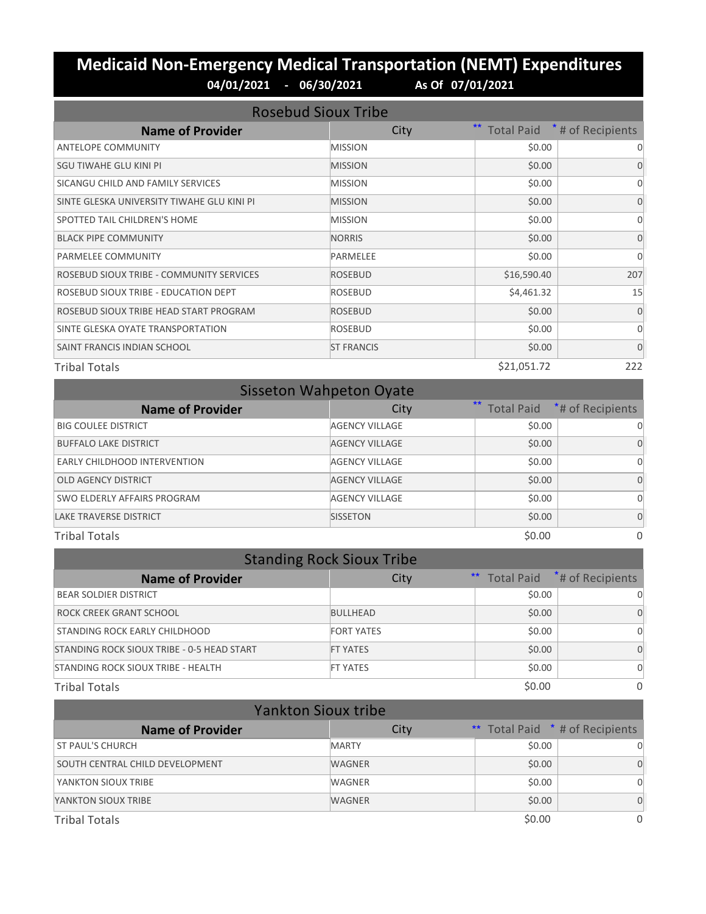# Medicaid Non-Emergency Medical Transportation (NEMT) Expenditures

**04/01/2021 - 06/30/2021 As Of 07/01/2021**

## Rosebud Sioux Tribe

| Name of Provider | City | ** Total Paid | * # of Recipients |
|---|---|---|---|
| ANTELOPE COMMUNITY | MISSION | $0.00 | 0 |
| SGU TIWAHE GLU KINI PI | MISSION | $0.00 | 0 |
| SICANGU CHILD AND FAMILY SERVICES | MISSION | $0.00 | 0 |
| SINTE GLESKA UNIVERSITY TIWAHE GLU KINI PI | MISSION | $0.00 | 0 |
| SPOTTED TAIL CHILDREN'S HOME | MISSION | $0.00 | 0 |
| BLACK PIPE COMMUNITY | NORRIS | $0.00 | 0 |
| PARMELEE COMMUNITY | PARMELEE | $0.00 | 0 |
| ROSEBUD SIOUX TRIBE - COMMUNITY SERVICES | ROSEBUD | $16,590.40 | 207 |
| ROSEBUD SIOUX TRIBE - EDUCATION DEPT | ROSEBUD | $4,461.32 | 15 |
| ROSEBUD SIOUX TRIBE HEAD START PROGRAM | ROSEBUD | $0.00 | 0 |
| SINTE GLESKA OYATE TRANSPORTATION | ROSEBUD | $0.00 | 0 |
| SAINT FRANCIS INDIAN SCHOOL | ST FRANCIS | $0.00 | 0 |
| Tribal Totals | | $21,051.72 | 222 |

## Sisseton Wahpeton Oyate

| Name of Provider | City | ** Total Paid | * # of Recipients |
|---|---|---|---|
| BIG COULEE DISTRICT | AGENCY VILLAGE | $0.00 | 0 |
| BUFFALO LAKE DISTRICT | AGENCY VILLAGE | $0.00 | 0 |
| EARLY CHILDHOOD INTERVENTION | AGENCY VILLAGE | $0.00 | 0 |
| OLD AGENCY DISTRICT | AGENCY VILLAGE | $0.00 | 0 |
| SWO ELDERLY AFFAIRS PROGRAM | AGENCY VILLAGE | $0.00 | 0 |
| LAKE TRAVERSE DISTRICT | SISSETON | $0.00 | 0 |
| Tribal Totals | | $0.00 | 0 |

## Standing Rock Sioux Tribe

| Name of Provider | City | ** Total Paid | * # of Recipients |
|---|---|---|---|
| BEAR SOLDIER DISTRICT | | $0.00 | 0 |
| ROCK CREEK GRANT SCHOOL | BULLHEAD | $0.00 | 0 |
| STANDING ROCK EARLY CHILDHOOD | FORT YATES | $0.00 | 0 |
| STANDING ROCK SIOUX TRIBE - 0-5 HEAD START | FT YATES | $0.00 | 0 |
| STANDING ROCK SIOUX TRIBE - HEALTH | FT YATES | $0.00 | 0 |
| Tribal Totals | | $0.00 | 0 |

## Yankton Sioux tribe

| Name of Provider | City | ** Total Paid | * # of Recipients |
|---|---|---|---|
| ST PAUL'S CHURCH | MARTY | $0.00 | 0 |
| SOUTH CENTRAL CHILD DEVELOPMENT | WAGNER | $0.00 | 0 |
| YANKTON SIOUX TRIBE | WAGNER | $0.00 | 0 |
| YANKTON SIOUX TRIBE | WAGNER | $0.00 | 0 |
| Tribal Totals | | $0.00 | 0 |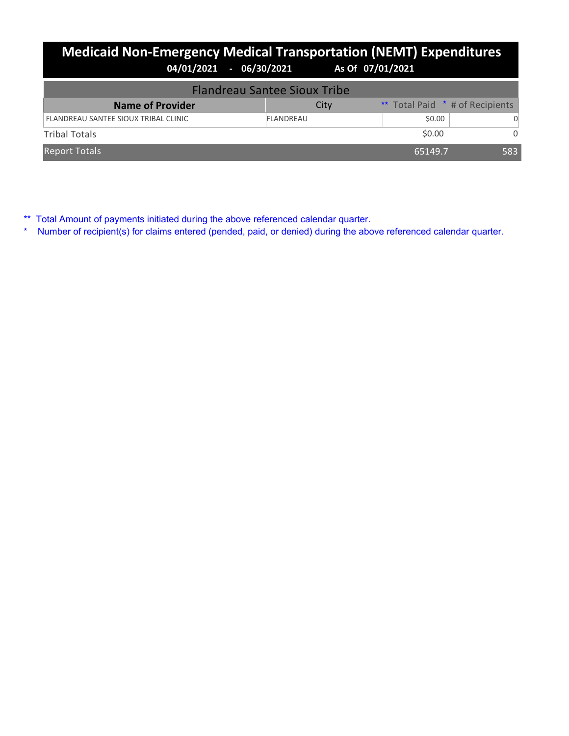# Medicaid Non-Emergency Medical Transportation (NEMT) Expenditures

**04/01/2021 - 06/30/2021 As Of 07/01/2021**

| Flandreau Santee Sioux Tribe | | | |
|---|---|---|---|
| **Name of Provider** | City | ** Total Paid | * # of Recipients |
| FLANDREAU SANTEE SIOUX TRIBAL CLINIC | FLANDREAU | $0.00 | 0 |
| Tribal Totals | | $0.00 | 0 |
| Report Totals | | 65149.7 | 583 |

** Total Amount of payments initiated during the above referenced calendar quarter.

* Number of recipient(s) for claims entered (pended, paid, or denied) during the above referenced calendar quarter.